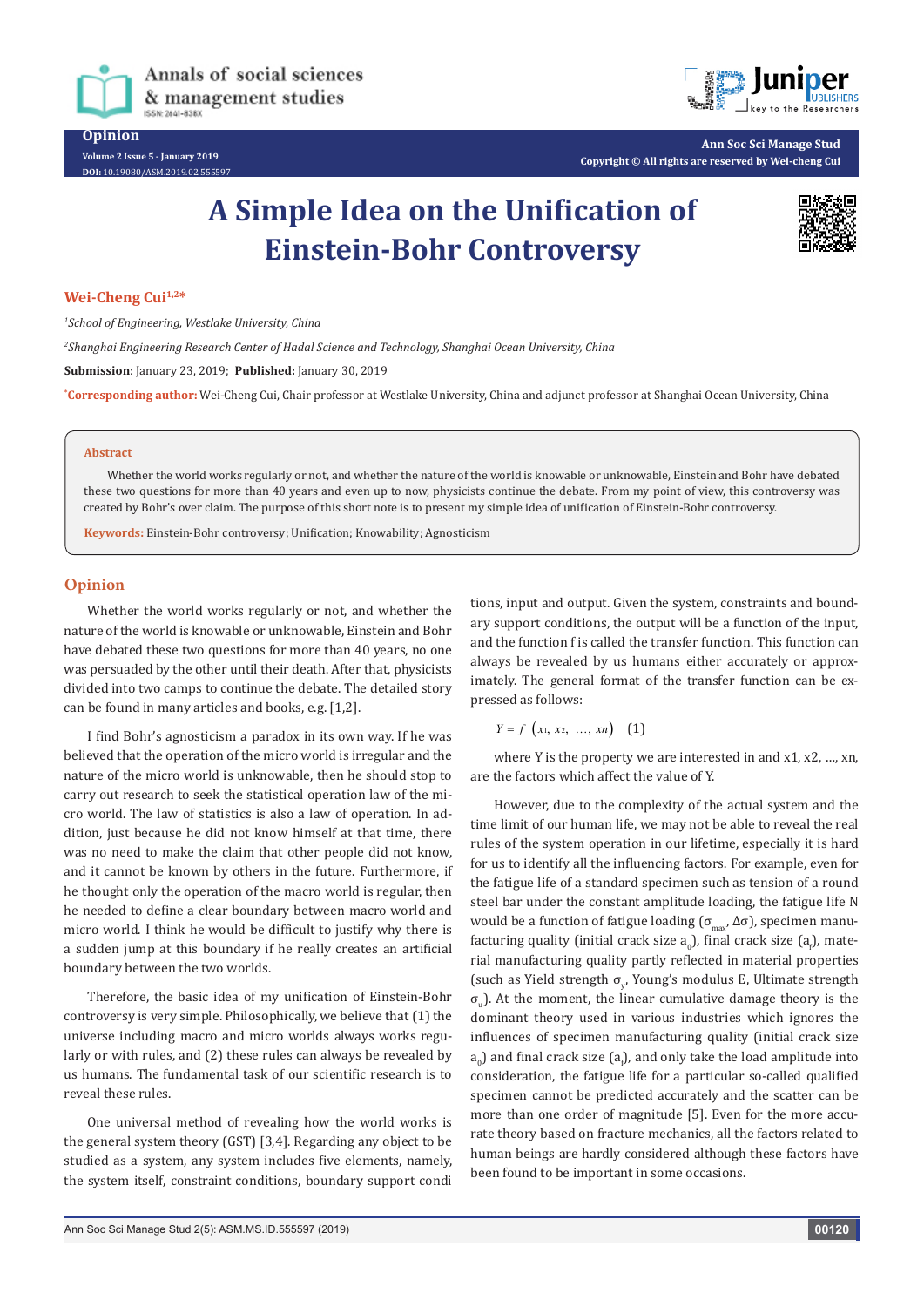Opinion

Volume 2 Issue 5 - January 2019

DOI: 10.19080/ASM.2019.02.555597

Ann Soc Sci Manage Stud

Copyright © All rights are reserved by Wei-cheng Cui

# A Simple Idea on the Unification of Einstein-Bohr Controversy

**Wei-Cheng Cui**[1,2*]

[1]*School of Engineering, Westlake University, China*

[2]*Shanghai Engineering Research Center of Hadal Science and Technology, Shanghai Ocean University, China*

**Submission**: January 23, 2019; **Published:** January 30, 2019

[*]**Corresponding author:** Wei-Cheng Cui, Chair professor at Westlake University, China and adjunct professor at Shanghai Ocean University, China

**Abstract**

Whether the world works regularly or not, and whether the nature of the world is knowable or unknowable, Einstein and Bohr have debated these two questions for more than 40 years and even up to now, physicists continue the debate. From my point of view, this controversy was created by Bohr's over claim. The purpose of this short note is to present my simple idea of unification of Einstein-Bohr controversy.

**Keywords:** Einstein-Bohr controversy; Unification; Knowability; Agnosticism

## Opinion

Whether the world works regularly or not, and whether the nature of the world is knowable or unknowable, Einstein and Bohr have debated these two questions for more than 40 years, no one was persuaded by the other until their death. After that, physicists divided into two camps to continue the debate. The detailed story can be found in many articles and books, e.g. [1,2].

I find Bohr's agnosticism a paradox in its own way. If he was believed that the operation of the micro world is irregular and the nature of the micro world is unknowable, then he should stop to carry out research to seek the statistical operation law of the micro world. The law of statistics is also a law of operation. In addition, just because he did not know himself at that time, there was no need to make the claim that other people did not know, and it cannot be known by others in the future. Furthermore, if he thought only the operation of the macro world is regular, then he needed to define a clear boundary between macro world and micro world. I think he would be difficult to justify why there is a sudden jump at this boundary if he really creates an artificial boundary between the two worlds.

Therefore, the basic idea of my unification of Einstein-Bohr controversy is very simple. Philosophically, we believe that (1) the universe including macro and micro worlds always works regularly or with rules, and (2) these rules can always be revealed by us humans. The fundamental task of our scientific research is to reveal these rules.

One universal method of revealing how the world works is the general system theory (GST) [3,4]. Regarding any object to be studied as a system, any system includes five elements, namely, the system itself, constraint conditions, boundary support conditions, input and output. Given the system, constraints and boundary support conditions, the output will be a function of the input, and the function f is called the transfer function. This function can always be revealed by us humans either accurately or approximately. The general format of the transfer function can be expressed as follows:

$$Y = f\left(x_1, x_2, \ldots, x_n\right) \quad (1)$$

where Y is the property we are interested in and x1, x2, ..., xn, are the factors which affect the value of Y.

However, due to the complexity of the actual system and the time limit of our human life, we may not be able to reveal the real rules of the system operation in our lifetime, especially it is hard for us to identify all the influencing factors. For example, even for the fatigue life of a standard specimen such as tension of a round steel bar under the constant amplitude loading, the fatigue life N would be a function of fatigue loading ($\sigma_{max}$, $\Delta\sigma$), specimen manufacturing quality (initial crack size $a_0$), final crack size ($a_f$), material manufacturing quality partly reflected in material properties (such as Yield strength $\sigma_y$, Young's modulus E, Ultimate strength $\sigma_u$). At the moment, the linear cumulative damage theory is the dominant theory used in various industries which ignores the influences of specimen manufacturing quality (initial crack size $a_0$) and final crack size ($a_f$), and only take the load amplitude into consideration, the fatigue life for a particular so-called qualified specimen cannot be predicted accurately and the scatter can be more than one order of magnitude [5]. Even for the more accurate theory based on fracture mechanics, all the factors related to human beings are hardly considered although these factors have been found to be important in some occasions.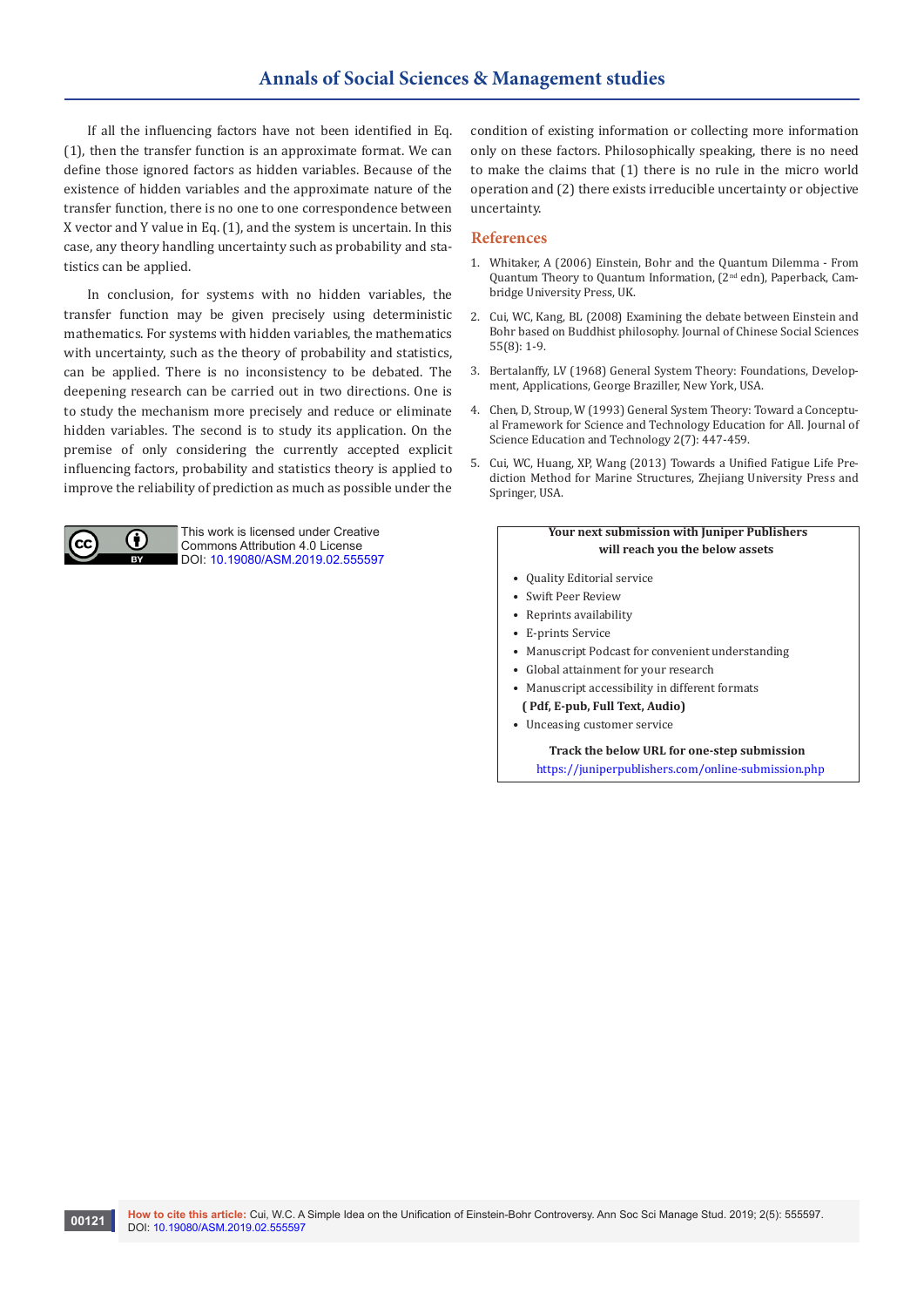If all the influencing factors have not been identified in Eq. (1), then the transfer function is an approximate format. We can define those ignored factors as hidden variables. Because of the existence of hidden variables and the approximate nature of the transfer function, there is no one to one correspondence between X vector and Y value in Eq. (1), and the system is uncertain. In this case, any theory handling uncertainty such as probability and statistics can be applied.

In conclusion, for systems with no hidden variables, the transfer function may be given precisely using deterministic mathematics. For systems with hidden variables, the mathematics with uncertainty, such as the theory of probability and statistics, can be applied. There is no inconsistency to be debated. The deepening research can be carried out in two directions. One is to study the mechanism more precisely and reduce or eliminate hidden variables. The second is to study its application. On the premise of only considering the currently accepted explicit influencing factors, probability and statistics theory is applied to improve the reliability of prediction as much as possible under the condition of existing information or collecting more information only on these factors. Philosophically speaking, there is no need to make the claims that (1) there is no rule in the micro world operation and (2) there exists irreducible uncertainty or objective uncertainty.

## References

1. Whitaker, A (2006) Einstein, Bohr and the Quantum Dilemma - From Quantum Theory to Quantum Information, (2nd edn), Paperback, Cambridge University Press, UK.
2. Cui, WC, Kang, BL (2008) Examining the debate between Einstein and Bohr based on Buddhist philosophy. Journal of Chinese Social Sciences 55(8): 1-9.
3. Bertalanffy, LV (1968) General System Theory: Foundations, Development, Applications, George Braziller, New York, USA.
4. Chen, D, Stroup, W (1993) General System Theory: Toward a Conceptual Framework for Science and Technology Education for All. Journal of Science Education and Technology 2(7): 447-459.
5. Cui, WC, Huang, XP, Wang (2013) Towards a Unified Fatigue Life Prediction Method for Marine Structures, Zhejiang University Press and Springer, USA.

This work is licensed under Creative Commons Attribution 4.0 License
DOI: 10.19080/ASM.2019.02.555597

**Your next submission with Juniper Publishers will reach you the below assets**

- Quality Editorial service
- Swift Peer Review
- Reprints availability
- E-prints Service
- Manuscript Podcast for convenient understanding
- Global attainment for your research
- Manuscript accessibility in different formats

**( Pdf, E-pub, Full Text, Audio)**

- Unceasing customer service

**Track the below URL for one-step submission**
https://juniperpublishers.com/online-submission.php